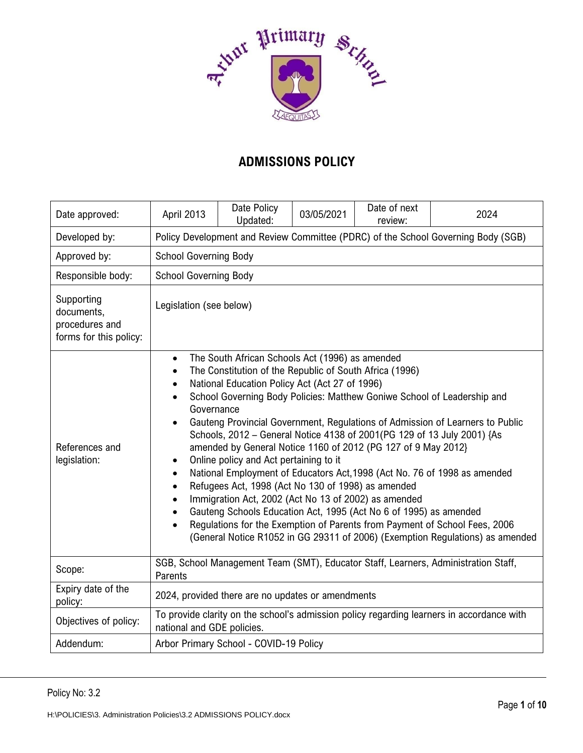Arbor Primary School

AEQUITAS

# ADMISSIONS POLICY

| Date approved: | April 2013 | Date Policy Updated: | 03/05/2021 | Date of next review: | 2024 |
|---|---|---|---|---|---|
| Developed by: | Policy Development and Review Committee (PDRC) of the School Governing Body (SGB) | | | | |
| Approved by: | School Governing Body | | | | |
| Responsible body: | School Governing Body | | | | |
| Supporting documents, procedures and forms for this policy: | Legislation (see below) | | | | |
| References and legislation: | • The South African Schools Act (1996) as amended<br>• The Constitution of the Republic of South Africa (1996)<br>• National Education Policy Act (Act 27 of 1996)<br>• School Governing Body Policies: Matthew Goniwe School of Leadership and Governance<br>• Gauteng Provincial Government, Regulations of Admission of Learners to Public Schools, 2012 – General Notice 4138 of 2001(PG 129 of 13 July 2001) {As amended by General Notice 1160 of 2012 (PG 127 of 9 May 2012}<br>• Online policy and Act pertaining to it<br>• National Employment of Educators Act,1998 (Act No. 76 of 1998 as amended<br>• Refugees Act, 1998 (Act No 130 of 1998) as amended<br>• Immigration Act, 2002 (Act No 13 of 2002) as amended<br>• Gauteng Schools Education Act, 1995 (Act No 6 of 1995) as amended<br>• Regulations for the Exemption of Parents from Payment of School Fees, 2006 (General Notice R1052 in GG 29311 of 2006) (Exemption Regulations) as amended | | | | |
| Scope: | SGB, School Management Team (SMT), Educator Staff, Learners, Administration Staff, Parents | | | | |
| Expiry date of the policy: | 2024, provided there are no updates or amendments | | | | |
| Objectives of policy: | To provide clarity on the school's admission policy regarding learners in accordance with national and GDE policies. | | | | |
| Addendum: | Arbor Primary School - COVID-19 Policy | | | | |

Policy No: 3.2

H:\POLICIES\3. Administration Policies\3.2 ADMISSIONS POLICY.docx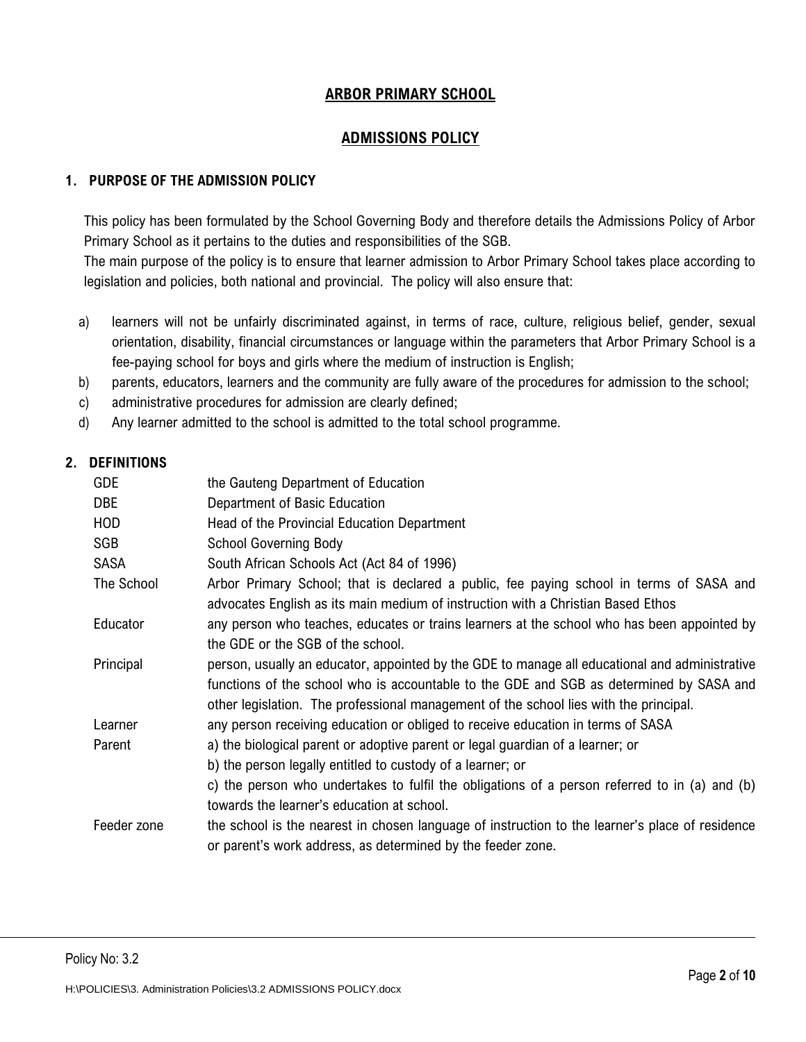# ARBOR PRIMARY SCHOOL

# ADMISSIONS POLICY

## 1. PURPOSE OF THE ADMISSION POLICY

This policy has been formulated by the School Governing Body and therefore details the Admissions Policy of Arbor Primary School as it pertains to the duties and responsibilities of the SGB.

The main purpose of the policy is to ensure that learner admission to Arbor Primary School takes place according to legislation and policies, both national and provincial. The policy will also ensure that:

a) learners will not be unfairly discriminated against, in terms of race, culture, religious belief, gender, sexual orientation, disability, financial circumstances or language within the parameters that Arbor Primary School is a fee-paying school for boys and girls where the medium of instruction is English;

b) parents, educators, learners and the community are fully aware of the procedures for admission to the school;

c) administrative procedures for admission are clearly defined;

d) Any learner admitted to the school is admitted to the total school programme.

## 2. DEFINITIONS

| | |
|---|---|
| GDE | the Gauteng Department of Education |
| DBE | Department of Basic Education |
| HOD | Head of the Provincial Education Department |
| SGB | School Governing Body |
| SASA | South African Schools Act (Act 84 of 1996) |
| The School | Arbor Primary School; that is declared a public, fee paying school in terms of SASA and advocates English as its main medium of instruction with a Christian Based Ethos |
| Educator | any person who teaches, educates or trains learners at the school who has been appointed by the GDE or the SGB of the school. |
| Principal | person, usually an educator, appointed by the GDE to manage all educational and administrative functions of the school who is accountable to the GDE and SGB as determined by SASA and other legislation. The professional management of the school lies with the principal. |
| Learner | any person receiving education or obliged to receive education in terms of SASA |
| Parent | a) the biological parent or adoptive parent or legal guardian of a learner; or<br>b) the person legally entitled to custody of a learner; or<br>c) the person who undertakes to fulfil the obligations of a person referred to in (a) and (b) towards the learner's education at school. |
| Feeder zone | the school is the nearest in chosen language of instruction to the learner's place of residence or parent's work address, as determined by the feeder zone. |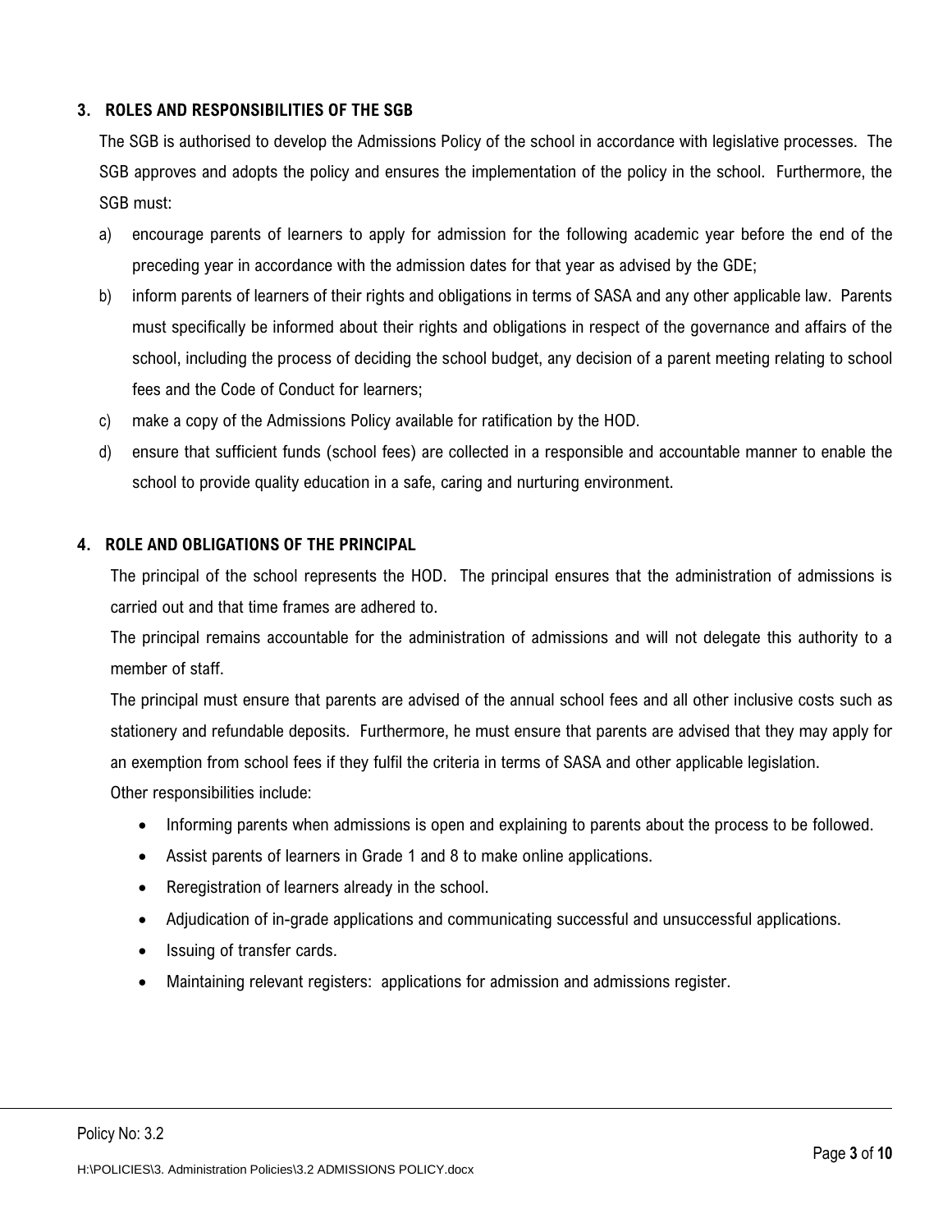## 3. ROLES AND RESPONSIBILITIES OF THE SGB

The SGB is authorised to develop the Admissions Policy of the school in accordance with legislative processes. The SGB approves and adopts the policy and ensures the implementation of the policy in the school. Furthermore, the SGB must:

a) encourage parents of learners to apply for admission for the following academic year before the end of the preceding year in accordance with the admission dates for that year as advised by the GDE;

b) inform parents of learners of their rights and obligations in terms of SASA and any other applicable law. Parents must specifically be informed about their rights and obligations in respect of the governance and affairs of the school, including the process of deciding the school budget, any decision of a parent meeting relating to school fees and the Code of Conduct for learners;

c) make a copy of the Admissions Policy available for ratification by the HOD.

d) ensure that sufficient funds (school fees) are collected in a responsible and accountable manner to enable the school to provide quality education in a safe, caring and nurturing environment.

## 4. ROLE AND OBLIGATIONS OF THE PRINCIPAL

The principal of the school represents the HOD. The principal ensures that the administration of admissions is carried out and that time frames are adhered to.

The principal remains accountable for the administration of admissions and will not delegate this authority to a member of staff.

The principal must ensure that parents are advised of the annual school fees and all other inclusive costs such as stationery and refundable deposits. Furthermore, he must ensure that parents are advised that they may apply for an exemption from school fees if they fulfil the criteria in terms of SASA and other applicable legislation.

Other responsibilities include:

- Informing parents when admissions is open and explaining to parents about the process to be followed.
- Assist parents of learners in Grade 1 and 8 to make online applications.
- Reregistration of learners already in the school.
- Adjudication of in-grade applications and communicating successful and unsuccessful applications.
- Issuing of transfer cards.
- Maintaining relevant registers: applications for admission and admissions register.

Policy No: 3.2

H:\POLICIES\3. Administration Policies\3.2 ADMISSIONS POLICY.docx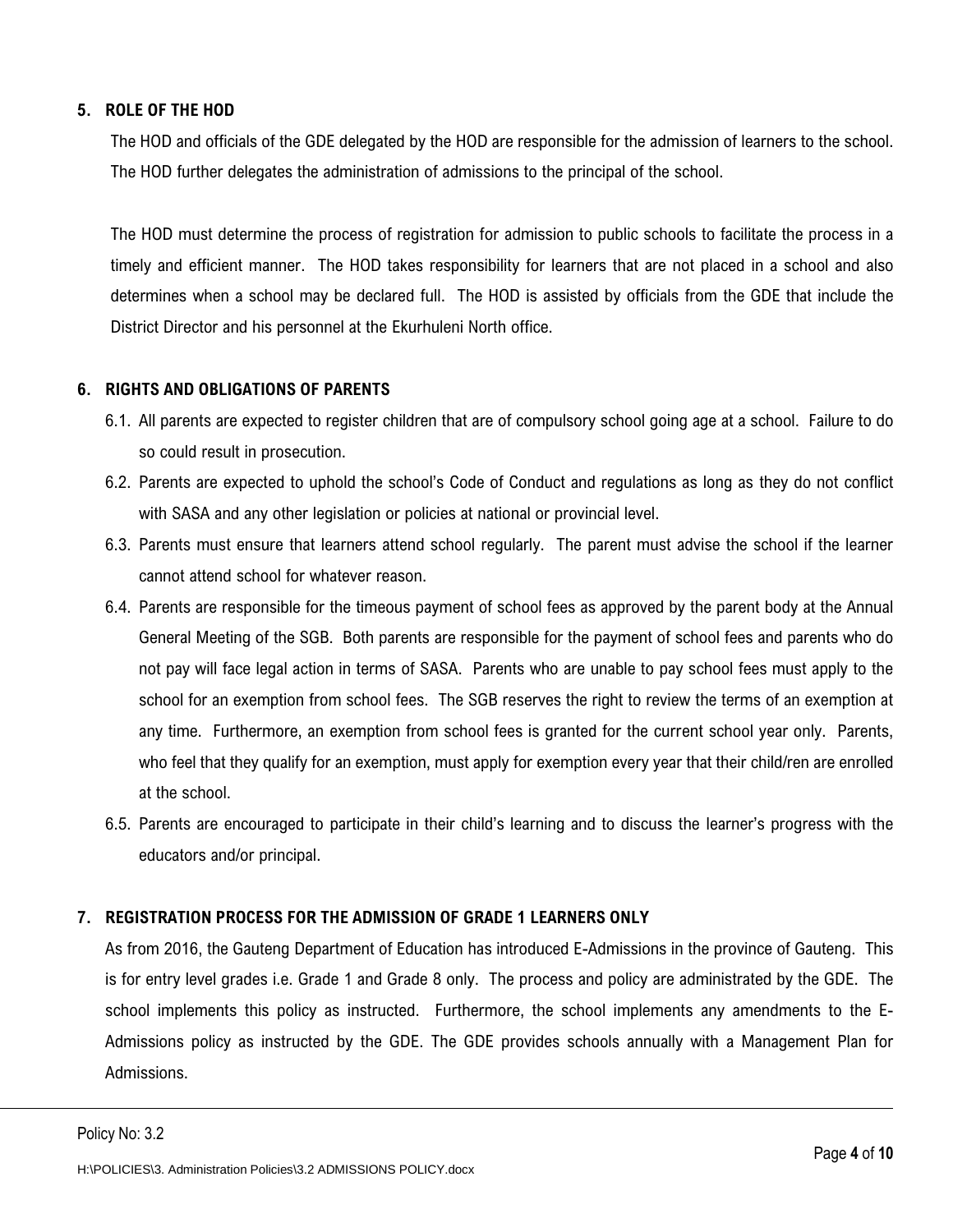## 5. ROLE OF THE HOD

The HOD and officials of the GDE delegated by the HOD are responsible for the admission of learners to the school. The HOD further delegates the administration of admissions to the principal of the school.

The HOD must determine the process of registration for admission to public schools to facilitate the process in a timely and efficient manner. The HOD takes responsibility for learners that are not placed in a school and also determines when a school may be declared full. The HOD is assisted by officials from the GDE that include the District Director and his personnel at the Ekurhuleni North office.

## 6. RIGHTS AND OBLIGATIONS OF PARENTS

6.1. All parents are expected to register children that are of compulsory school going age at a school. Failure to do so could result in prosecution.

6.2. Parents are expected to uphold the school's Code of Conduct and regulations as long as they do not conflict with SASA and any other legislation or policies at national or provincial level.

6.3. Parents must ensure that learners attend school regularly. The parent must advise the school if the learner cannot attend school for whatever reason.

6.4. Parents are responsible for the timeous payment of school fees as approved by the parent body at the Annual General Meeting of the SGB. Both parents are responsible for the payment of school fees and parents who do not pay will face legal action in terms of SASA. Parents who are unable to pay school fees must apply to the school for an exemption from school fees. The SGB reserves the right to review the terms of an exemption at any time. Furthermore, an exemption from school fees is granted for the current school year only. Parents, who feel that they qualify for an exemption, must apply for exemption every year that their child/ren are enrolled at the school.

6.5. Parents are encouraged to participate in their child's learning and to discuss the learner's progress with the educators and/or principal.

## 7. REGISTRATION PROCESS FOR THE ADMISSION OF GRADE 1 LEARNERS ONLY

As from 2016, the Gauteng Department of Education has introduced E-Admissions in the province of Gauteng. This is for entry level grades i.e. Grade 1 and Grade 8 only. The process and policy are administrated by the GDE. The school implements this policy as instructed. Furthermore, the school implements any amendments to the E-Admissions policy as instructed by the GDE. The GDE provides schools annually with a Management Plan for Admissions.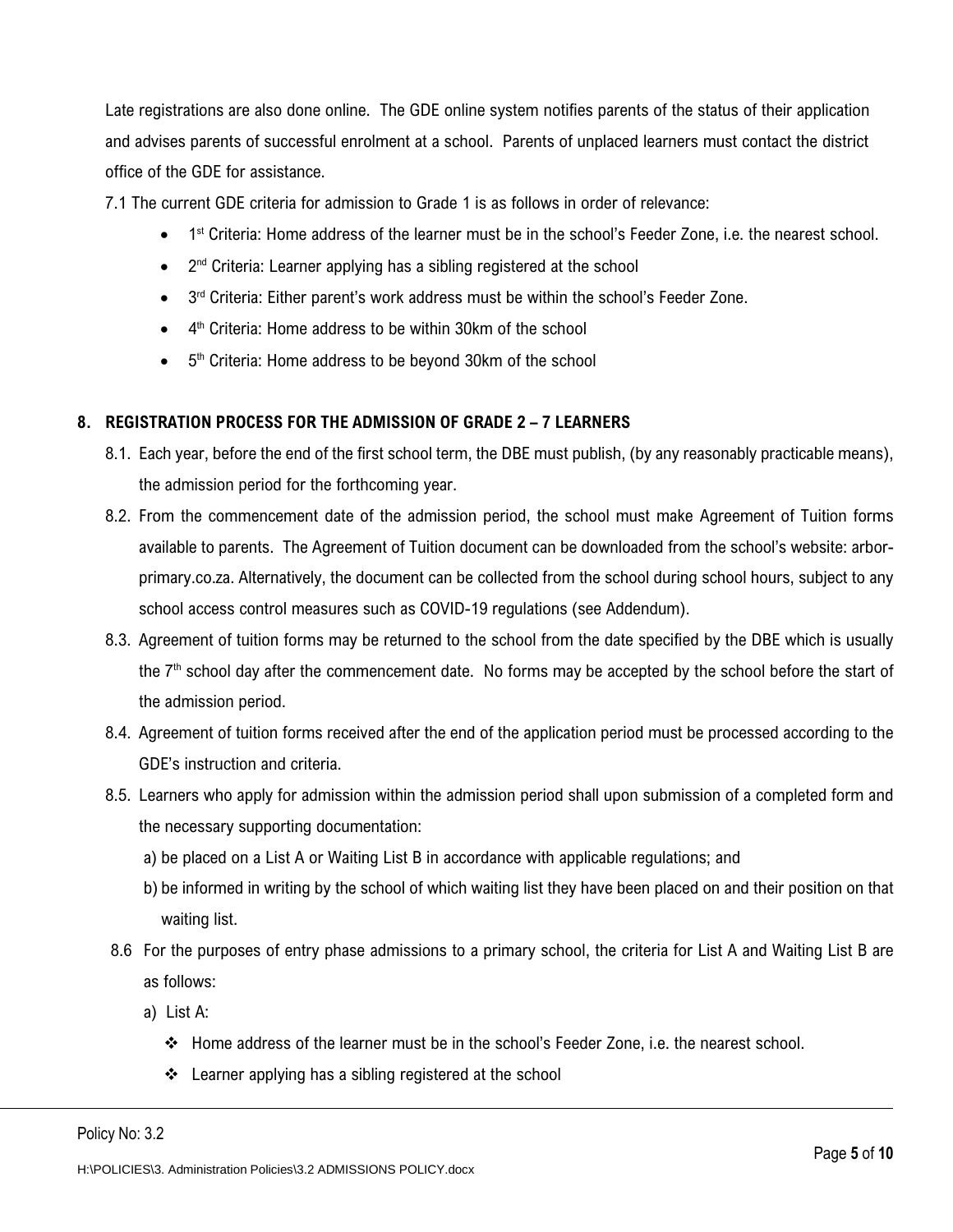Late registrations are also done online. The GDE online system notifies parents of the status of their application and advises parents of successful enrolment at a school. Parents of unplaced learners must contact the district office of the GDE for assistance.

7.1 The current GDE criteria for admission to Grade 1 is as follows in order of relevance:

- 1st Criteria: Home address of the learner must be in the school's Feeder Zone, i.e. the nearest school.
- 2nd Criteria: Learner applying has a sibling registered at the school
- 3rd Criteria: Either parent's work address must be within the school's Feeder Zone.
- 4th Criteria: Home address to be within 30km of the school
- 5th Criteria: Home address to be beyond 30km of the school

## 8. REGISTRATION PROCESS FOR THE ADMISSION OF GRADE 2 – 7 LEARNERS

8.1. Each year, before the end of the first school term, the DBE must publish, (by any reasonably practicable means), the admission period for the forthcoming year.

8.2. From the commencement date of the admission period, the school must make Agreement of Tuition forms available to parents. The Agreement of Tuition document can be downloaded from the school's website: arbor-primary.co.za. Alternatively, the document can be collected from the school during school hours, subject to any school access control measures such as COVID-19 regulations (see Addendum).

8.3. Agreement of tuition forms may be returned to the school from the date specified by the DBE which is usually the 7th school day after the commencement date. No forms may be accepted by the school before the start of the admission period.

8.4. Agreement of tuition forms received after the end of the application period must be processed according to the GDE's instruction and criteria.

8.5. Learners who apply for admission within the admission period shall upon submission of a completed form and the necessary supporting documentation:

a) be placed on a List A or Waiting List B in accordance with applicable regulations; and

b) be informed in writing by the school of which waiting list they have been placed on and their position on that waiting list.

8.6 For the purposes of entry phase admissions to a primary school, the criteria for List A and Waiting List B are as follows:

a) List A:

- Home address of the learner must be in the school's Feeder Zone, i.e. the nearest school.
- Learner applying has a sibling registered at the school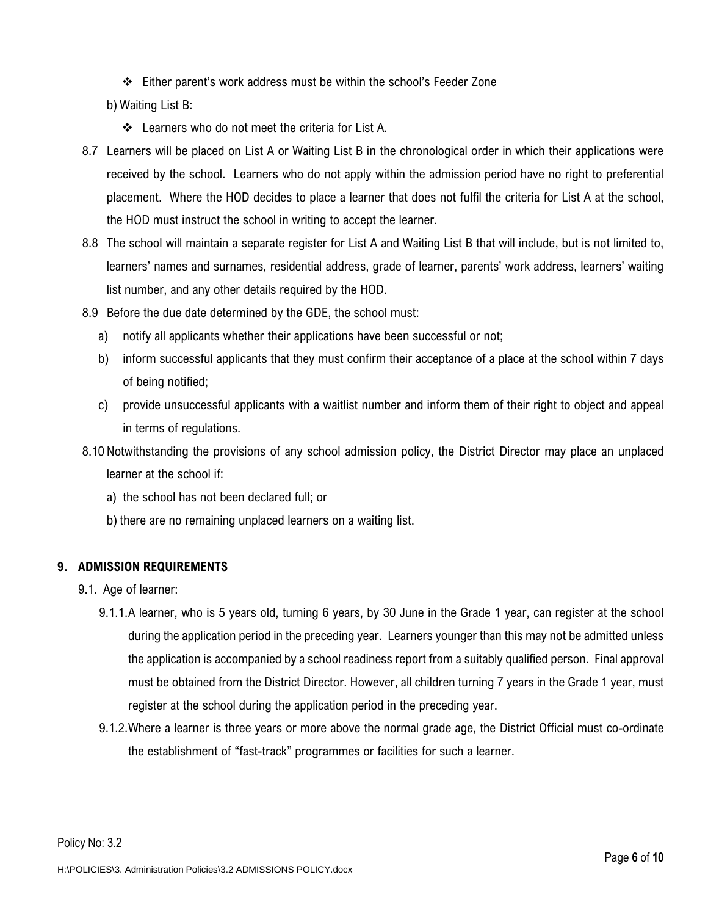- ❖ Either parent's work address must be within the school's Feeder Zone

b) Waiting List B:

- ❖ Learners who do not meet the criteria for List A.

8.7 Learners will be placed on List A or Waiting List B in the chronological order in which their applications were received by the school. Learners who do not apply within the admission period have no right to preferential placement. Where the HOD decides to place a learner that does not fulfil the criteria for List A at the school, the HOD must instruct the school in writing to accept the learner.

8.8 The school will maintain a separate register for List A and Waiting List B that will include, but is not limited to, learners' names and surnames, residential address, grade of learner, parents' work address, learners' waiting list number, and any other details required by the HOD.

8.9 Before the due date determined by the GDE, the school must:

a) notify all applicants whether their applications have been successful or not;

b) inform successful applicants that they must confirm their acceptance of a place at the school within 7 days of being notified;

c) provide unsuccessful applicants with a waitlist number and inform them of their right to object and appeal in terms of regulations.

8.10 Notwithstanding the provisions of any school admission policy, the District Director may place an unplaced learner at the school if:

a) the school has not been declared full; or

b) there are no remaining unplaced learners on a waiting list.

## 9. ADMISSION REQUIREMENTS

9.1. Age of learner:

9.1.1. A learner, who is 5 years old, turning 6 years, by 30 June in the Grade 1 year, can register at the school during the application period in the preceding year. Learners younger than this may not be admitted unless the application is accompanied by a school readiness report from a suitably qualified person. Final approval must be obtained from the District Director. However, all children turning 7 years in the Grade 1 year, must register at the school during the application period in the preceding year.

9.1.2. Where a learner is three years or more above the normal grade age, the District Official must co-ordinate the establishment of "fast-track" programmes or facilities for such a learner.

Policy No: 3.2

H:\POLICIES\3. Administration Policies\3.2 ADMISSIONS POLICY.docx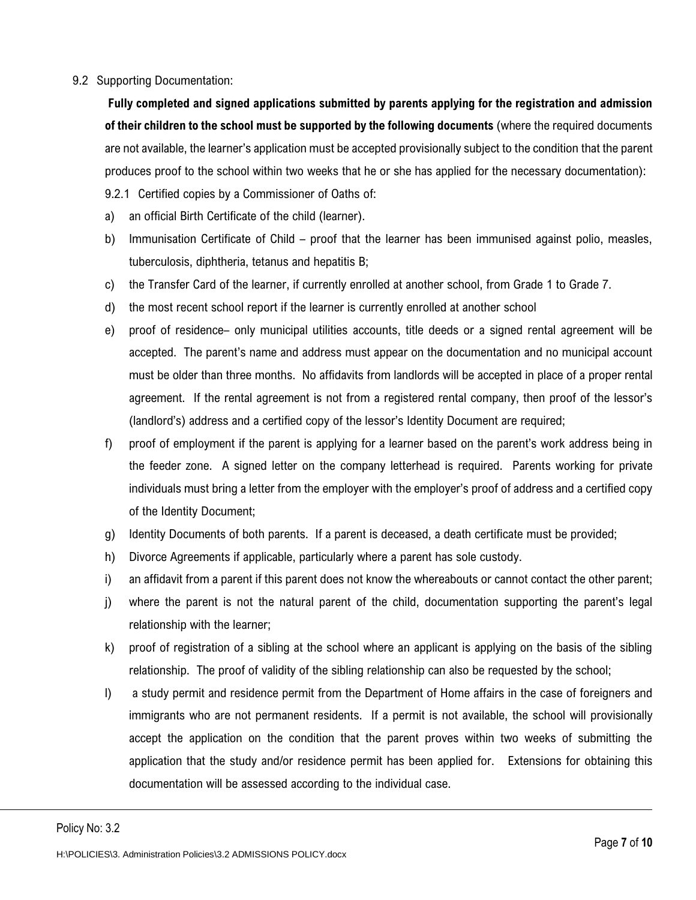9.2 Supporting Documentation:

**Fully completed and signed applications submitted by parents applying for the registration and admission of their children to the school must be supported by the following documents** (where the required documents are not available, the learner's application must be accepted provisionally subject to the condition that the parent produces proof to the school within two weeks that he or she has applied for the necessary documentation):

9.2.1 Certified copies by a Commissioner of Oaths of:

a) an official Birth Certificate of the child (learner).

b) Immunisation Certificate of Child – proof that the learner has been immunised against polio, measles, tuberculosis, diphtheria, tetanus and hepatitis B;

c) the Transfer Card of the learner, if currently enrolled at another school, from Grade 1 to Grade 7.

d) the most recent school report if the learner is currently enrolled at another school

e) proof of residence– only municipal utilities accounts, title deeds or a signed rental agreement will be accepted. The parent's name and address must appear on the documentation and no municipal account must be older than three months. No affidavits from landlords will be accepted in place of a proper rental agreement. If the rental agreement is not from a registered rental company, then proof of the lessor's (landlord's) address and a certified copy of the lessor's Identity Document are required;

f) proof of employment if the parent is applying for a learner based on the parent's work address being in the feeder zone. A signed letter on the company letterhead is required. Parents working for private individuals must bring a letter from the employer with the employer's proof of address and a certified copy of the Identity Document;

g) Identity Documents of both parents. If a parent is deceased, a death certificate must be provided;

h) Divorce Agreements if applicable, particularly where a parent has sole custody.

i) an affidavit from a parent if this parent does not know the whereabouts or cannot contact the other parent;

j) where the parent is not the natural parent of the child, documentation supporting the parent's legal relationship with the learner;

k) proof of registration of a sibling at the school where an applicant is applying on the basis of the sibling relationship. The proof of validity of the sibling relationship can also be requested by the school;

l) a study permit and residence permit from the Department of Home affairs in the case of foreigners and immigrants who are not permanent residents. If a permit is not available, the school will provisionally accept the application on the condition that the parent proves within two weeks of submitting the application that the study and/or residence permit has been applied for. Extensions for obtaining this documentation will be assessed according to the individual case.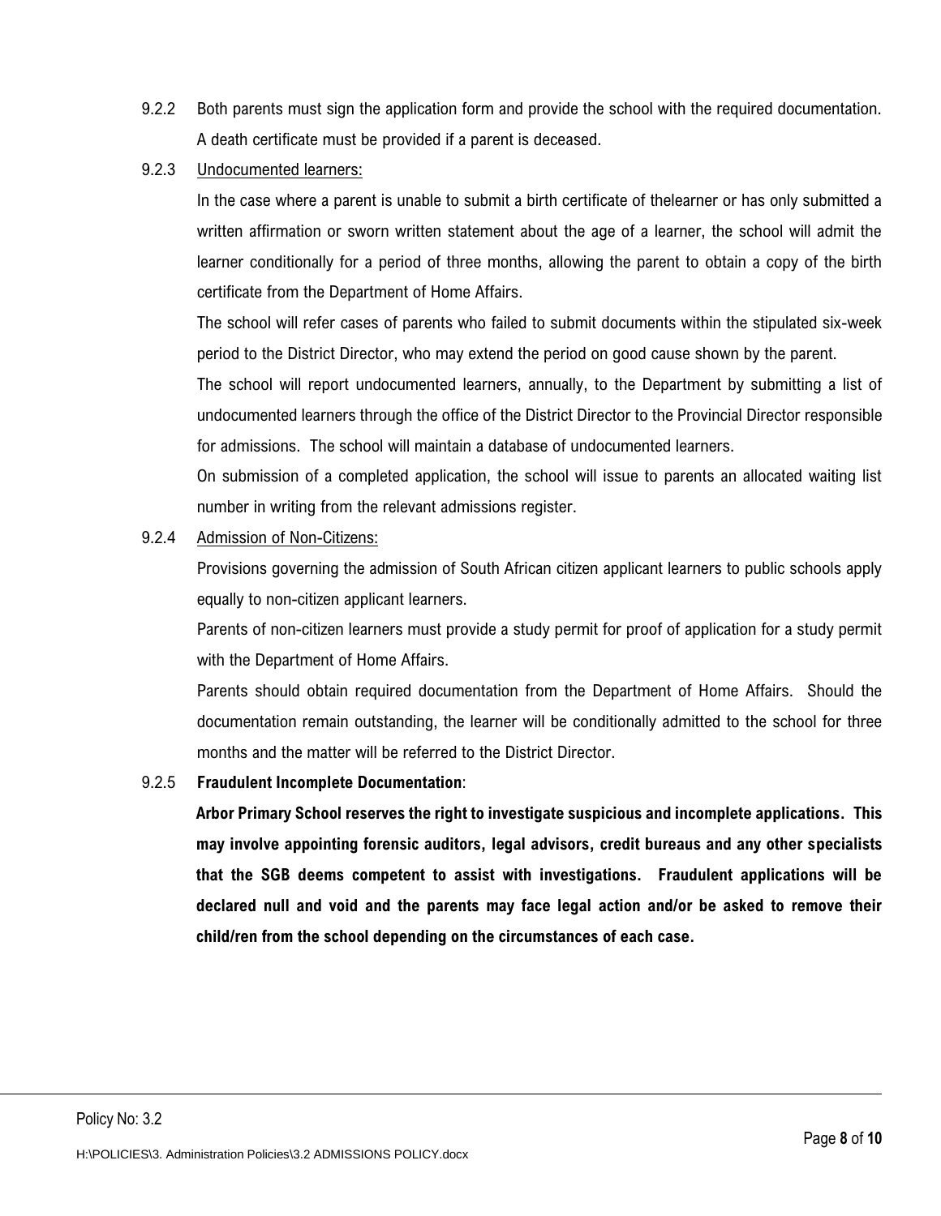9.2.2 Both parents must sign the application form and provide the school with the required documentation. A death certificate must be provided if a parent is deceased.

9.2.3 Undocumented learners:

In the case where a parent is unable to submit a birth certificate of thelearner or has only submitted a written affirmation or sworn written statement about the age of a learner, the school will admit the learner conditionally for a period of three months, allowing the parent to obtain a copy of the birth certificate from the Department of Home Affairs.

The school will refer cases of parents who failed to submit documents within the stipulated six-week period to the District Director, who may extend the period on good cause shown by the parent.

The school will report undocumented learners, annually, to the Department by submitting a list of undocumented learners through the office of the District Director to the Provincial Director responsible for admissions. The school will maintain a database of undocumented learners.

On submission of a completed application, the school will issue to parents an allocated waiting list number in writing from the relevant admissions register.

9.2.4 Admission of Non-Citizens:

Provisions governing the admission of South African citizen applicant learners to public schools apply equally to non-citizen applicant learners.

Parents of non-citizen learners must provide a study permit for proof of application for a study permit with the Department of Home Affairs.

Parents should obtain required documentation from the Department of Home Affairs. Should the documentation remain outstanding, the learner will be conditionally admitted to the school for three months and the matter will be referred to the District Director.

9.2.5 **Fraudulent Incomplete Documentation**:

**Arbor Primary School reserves the right to investigate suspicious and incomplete applications. This may involve appointing forensic auditors, legal advisors, credit bureaus and any other specialists that the SGB deems competent to assist with investigations. Fraudulent applications will be declared null and void and the parents may face legal action and/or be asked to remove their child/ren from the school depending on the circumstances of each case.**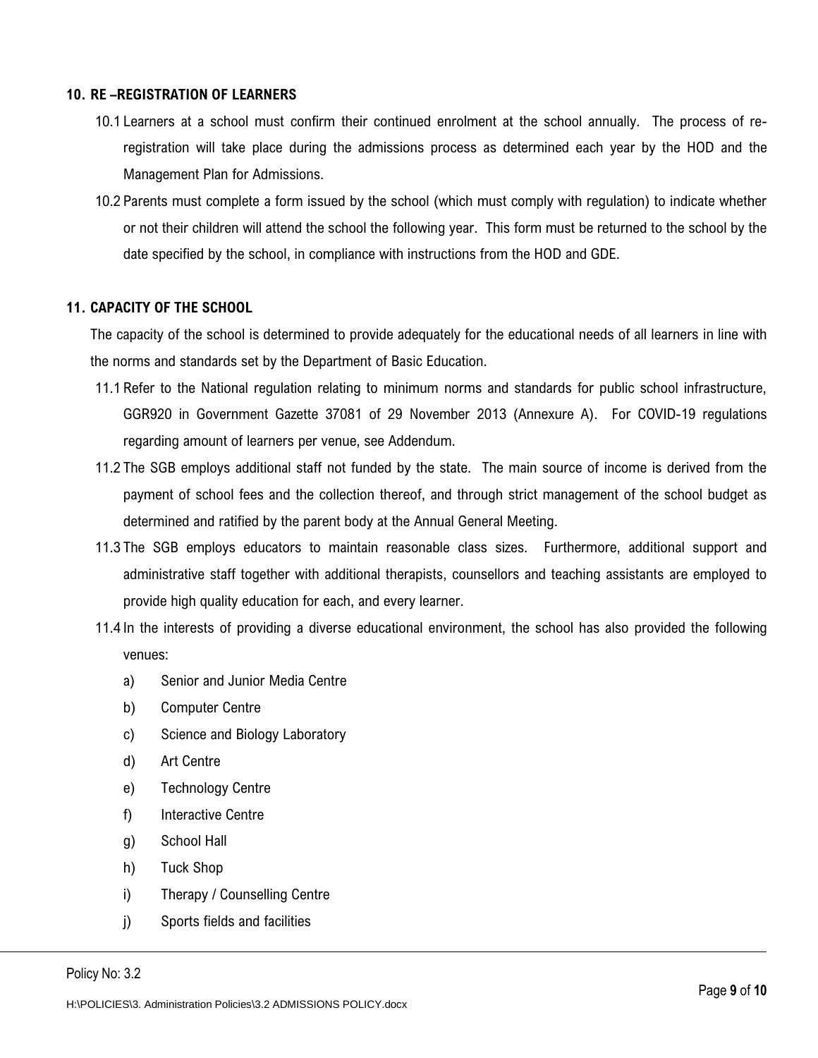## 10. RE –REGISTRATION OF LEARNERS

10.1 Learners at a school must confirm their continued enrolment at the school annually. The process of re-registration will take place during the admissions process as determined each year by the HOD and the Management Plan for Admissions.

10.2 Parents must complete a form issued by the school (which must comply with regulation) to indicate whether or not their children will attend the school the following year. This form must be returned to the school by the date specified by the school, in compliance with instructions from the HOD and GDE.

## 11. CAPACITY OF THE SCHOOL

The capacity of the school is determined to provide adequately for the educational needs of all learners in line with the norms and standards set by the Department of Basic Education.

11.1 Refer to the National regulation relating to minimum norms and standards for public school infrastructure, GGR920 in Government Gazette 37081 of 29 November 2013 (Annexure A). For COVID-19 regulations regarding amount of learners per venue, see Addendum.

11.2 The SGB employs additional staff not funded by the state. The main source of income is derived from the payment of school fees and the collection thereof, and through strict management of the school budget as determined and ratified by the parent body at the Annual General Meeting.

11.3 The SGB employs educators to maintain reasonable class sizes. Furthermore, additional support and administrative staff together with additional therapists, counsellors and teaching assistants are employed to provide high quality education for each, and every learner.

11.4 In the interests of providing a diverse educational environment, the school has also provided the following venues:

a) Senior and Junior Media Centre
b) Computer Centre
c) Science and Biology Laboratory
d) Art Centre
e) Technology Centre
f) Interactive Centre
g) School Hall
h) Tuck Shop
i) Therapy / Counselling Centre
j) Sports fields and facilities

Policy No: 3.2

H:\POLICIES\3. Administration Policies\3.2 ADMISSIONS POLICY.docx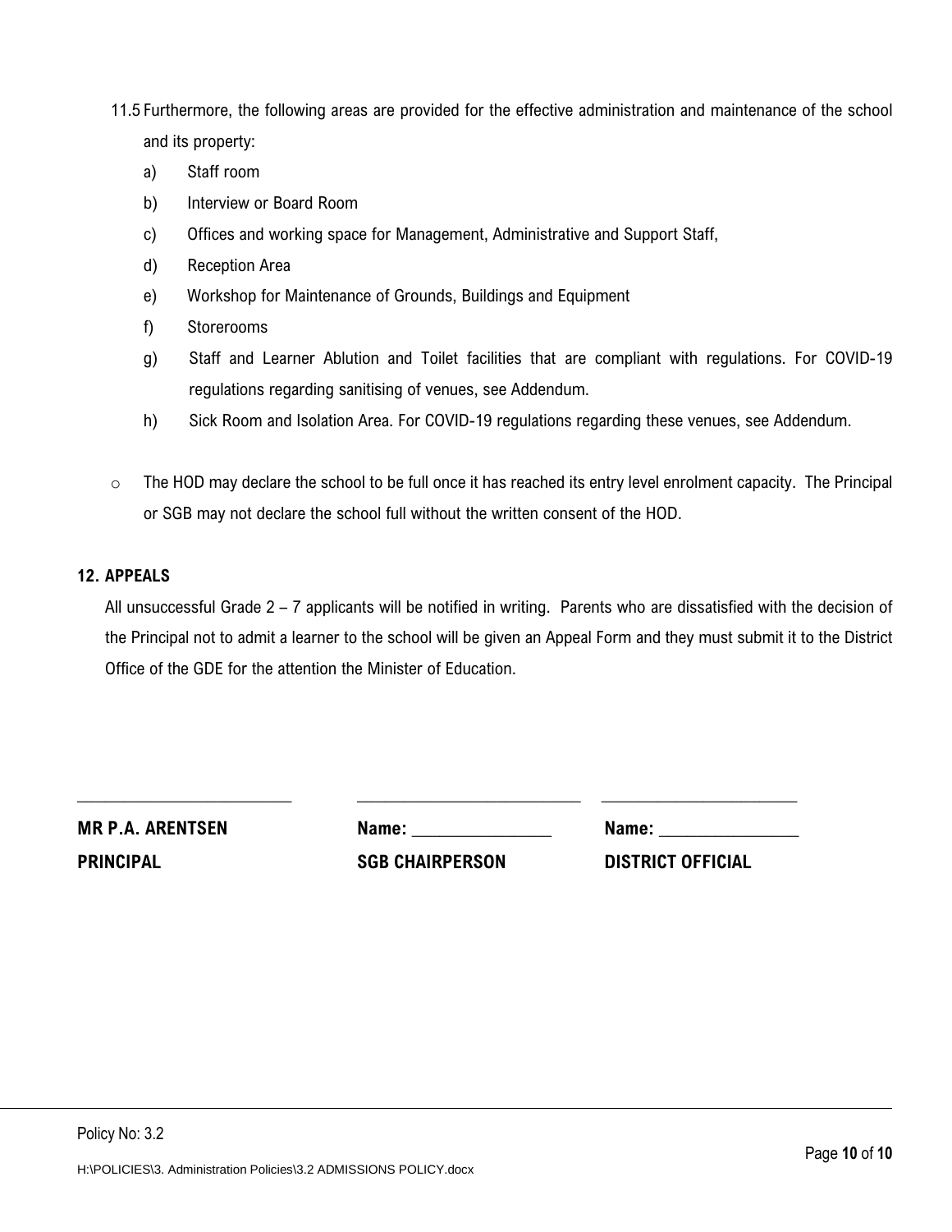11.5 Furthermore, the following areas are provided for the effective administration and maintenance of the school and its property:

a) Staff room
b) Interview or Board Room
c) Offices and working space for Management, Administrative and Support Staff,
d) Reception Area
e) Workshop for Maintenance of Grounds, Buildings and Equipment
f) Storerooms
g) Staff and Learner Ablution and Toilet facilities that are compliant with regulations. For COVID-19 regulations regarding sanitising of venues, see Addendum.
h) Sick Room and Isolation Area. For COVID-19 regulations regarding these venues, see Addendum.

- The HOD may declare the school to be full once it has reached its entry level enrolment capacity. The Principal or SGB may not declare the school full without the written consent of the HOD.

## 12. APPEALS

All unsuccessful Grade 2 – 7 applicants will be notified in writing. Parents who are dissatisfied with the decision of the Principal not to admit a learner to the school will be given an Appeal Form and they must submit it to the District Office of the GDE for the attention the Minister of Education.

| | | |
|---|---|---|
| ______________________ | ______________________ | ______________________ |
| **MR P.A. ARENTSEN** | **Name:** ______________ | **Name:** ______________ |
| **PRINCIPAL** | **SGB CHAIRPERSON** | **DISTRICT OFFICIAL** |

Policy No: 3.2

H:\POLICIES\3. Administration Policies\3.2 ADMISSIONS POLICY.docx